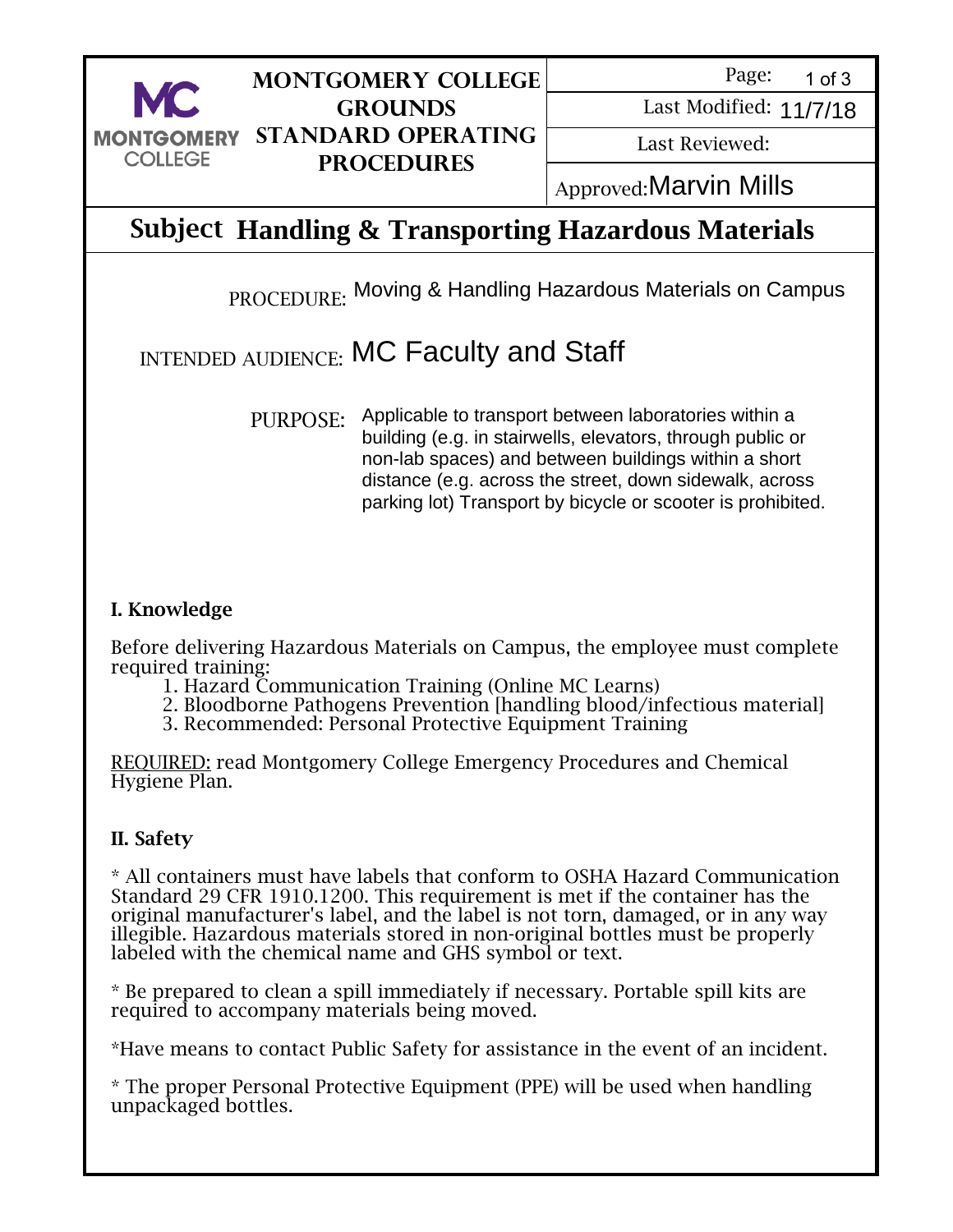| MONTGOMERY COLLEGE | MONTGOMERY COLLEGE GROUNDS STANDARD OPERATING PROCEDURES | Page: 1 of 3 |
|---|---|---|
| | | Last Modified: 11/7/18 |
| | | Last Reviewed: |
| | | Approved: Marvin Mills |

# Subject Handling & Transporting Hazardous Materials

PROCEDURE: Moving & Handling Hazardous Materials on Campus

INTENDED AUDIENCE: MC Faculty and Staff

PURPOSE: Applicable to transport between laboratories within a building (e.g. in stairwells, elevators, through public or non-lab spaces) and between buildings within a short distance (e.g. across the street, down sidewalk, across parking lot) Transport by bicycle or scooter is prohibited.

## I. Knowledge

Before delivering Hazardous Materials on Campus, the employee must complete required training:

1. Hazard Communication Training (Online MC Learns)
2. Bloodborne Pathogens Prevention [handling blood/infectious material]
3. Recommended: Personal Protective Equipment Training

<u>REQUIRED:</u> read Montgomery College Emergency Procedures and Chemical Hygiene Plan.

## II. Safety

* All containers must have labels that conform to OSHA Hazard Communication Standard 29 CFR 1910.1200. This requirement is met if the container has the original manufacturer's label, and the label is not torn, damaged, or in any way illegible. Hazardous materials stored in non-original bottles must be properly labeled with the chemical name and GHS symbol or text.

* Be prepared to clean a spill immediately if necessary. Portable spill kits are required to accompany materials being moved.

*Have means to contact Public Safety for assistance in the event of an incident.

* The proper Personal Protective Equipment (PPE) will be used when handling unpackaged bottles.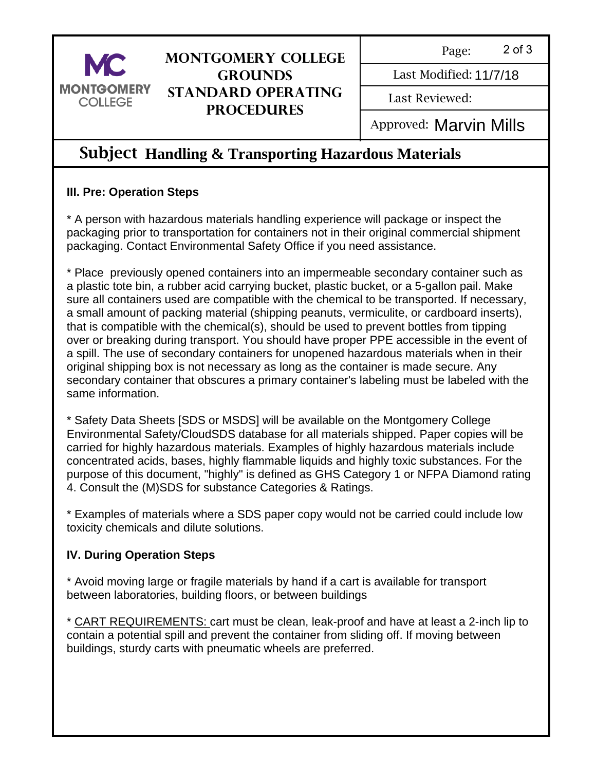**Montgomery College Grounds Standard Operating Procedures**

Last Modified: 11/7/18

Last Reviewed:

Approved: Marvin Mills

## Subject Handling & Transporting Hazardous Materials

### III. Pre: Operation Steps

* A person with hazardous materials handling experience will package or inspect the packaging prior to transportation for containers not in their original commercial shipment packaging. Contact Environmental Safety Office if you need assistance.

* Place previously opened containers into an impermeable secondary container such as a plastic tote bin, a rubber acid carrying bucket, plastic bucket, or a 5-gallon pail. Make sure all containers used are compatible with the chemical to be transported. If necessary, a small amount of packing material (shipping peanuts, vermiculite, or cardboard inserts), that is compatible with the chemical(s), should be used to prevent bottles from tipping over or breaking during transport. You should have proper PPE accessible in the event of a spill. The use of secondary containers for unopened hazardous materials when in their original shipping box is not necessary as long as the container is made secure. Any secondary container that obscures a primary container's labeling must be labeled with the same information.

* Safety Data Sheets [SDS or MSDS] will be available on the Montgomery College Environmental Safety/CloudSDS database for all materials shipped. Paper copies will be carried for highly hazardous materials. Examples of highly hazardous materials include concentrated acids, bases, highly flammable liquids and highly toxic substances. For the purpose of this document, "highly" is defined as GHS Category 1 or NFPA Diamond rating 4. Consult the (M)SDS for substance Categories & Ratings.

* Examples of materials where a SDS paper copy would not be carried could include low toxicity chemicals and dilute solutions.

### IV. During Operation Steps

* Avoid moving large or fragile materials by hand if a cart is available for transport between laboratories, building floors, or between buildings

* <u>CART REQUIREMENTS:</u> cart must be clean, leak-proof and have at least a 2-inch lip to contain a potential spill and prevent the container from sliding off. If moving between buildings, sturdy carts with pneumatic wheels are preferred.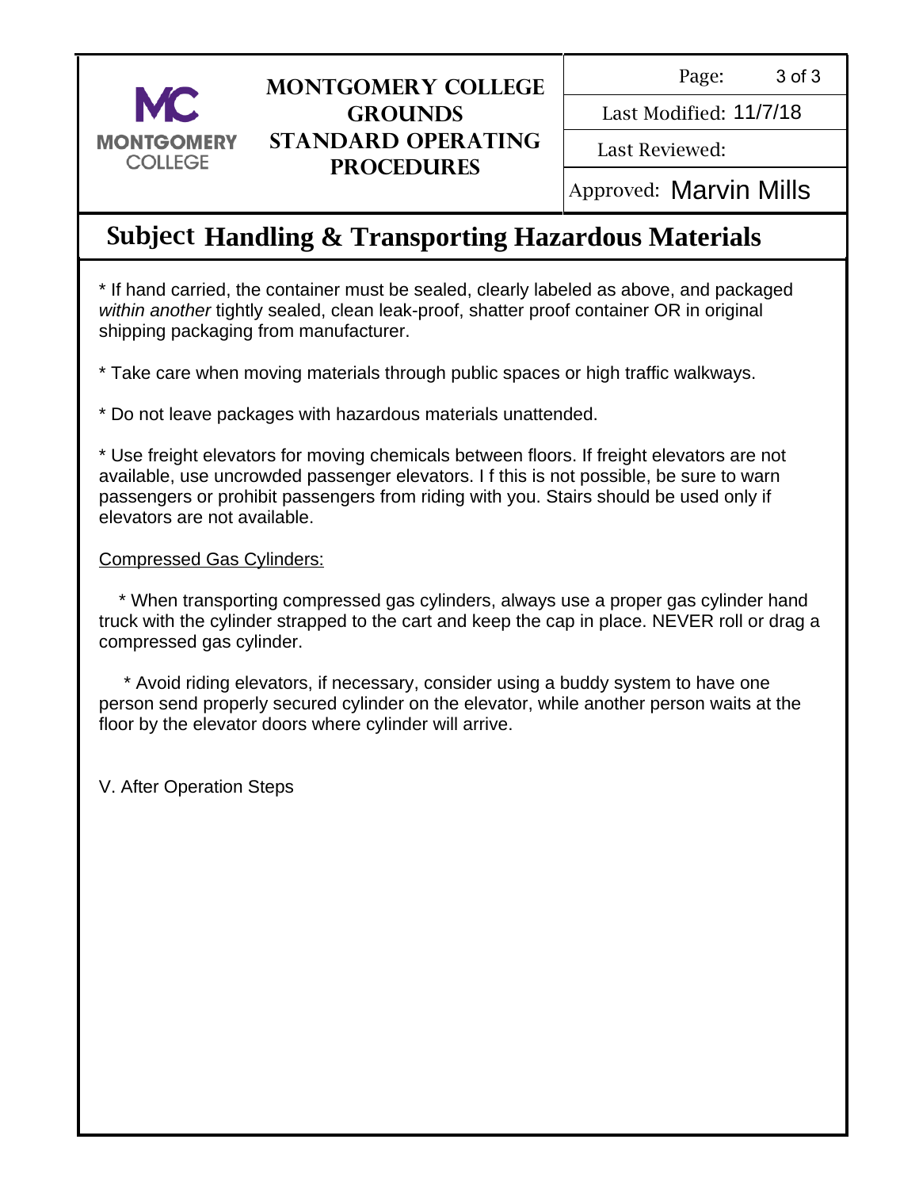# Subject Handling & Transporting Hazardous Materials

* If hand carried, the container must be sealed, clearly labeled as above, and packaged *within another* tightly sealed, clean leak-proof, shatter proof container OR in original shipping packaging from manufacturer.

* Take care when moving materials through public spaces or high traffic walkways.

* Do not leave packages with hazardous materials unattended.

* Use freight elevators for moving chemicals between floors. If freight elevators are not available, use uncrowded passenger elevators. I f this is not possible, be sure to warn passengers or prohibit passengers from riding with you. Stairs should be used only if elevators are not available.

<u>Compressed Gas Cylinders:</u>

* When transporting compressed gas cylinders, always use a proper gas cylinder hand truck with the cylinder strapped to the cart and keep the cap in place. NEVER roll or drag a compressed gas cylinder.

* Avoid riding elevators, if necessary, consider using a buddy system to have one person send properly secured cylinder on the elevator, while another person waits at the floor by the elevator doors where cylinder will arrive.

V. After Operation Steps